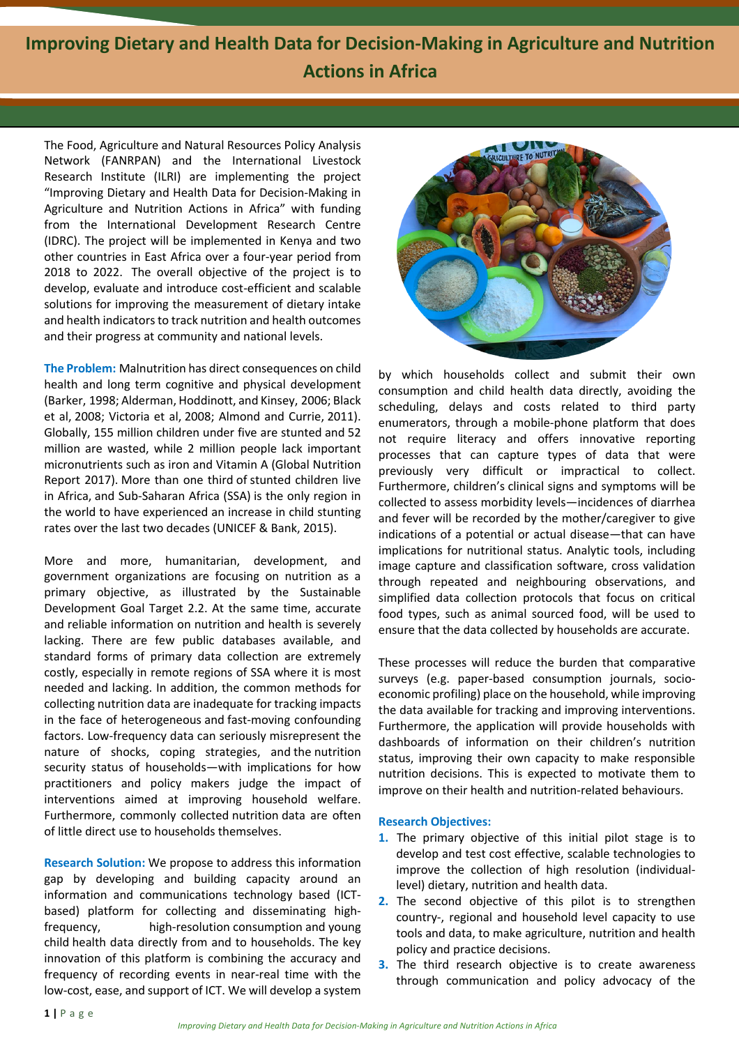# Improving Dietary and Health Data for Decision-Making in Agriculture and Nutrition Actions in Africa

The Food, Agriculture and Natural Resources Policy Analysis Network (FANRPAN) and the International Livestock Research Institute (ILRI) are implementing the project "Improving Dietary and Health Data for Decision-Making in Agriculture and Nutrition Actions in Africa" with funding from the International Development Research Centre (IDRC). The project will be implemented in Kenya and two other countries in East Africa over a four-year period from 2018 to 2022. The overall objective of the project is to develop, evaluate and introduce cost-efficient and scalable solutions for improving the measurement of dietary intake and health indicators to track nutrition and health outcomes and their progress at community and national levels.

**The Problem:** Malnutrition has direct consequences on child health and long term cognitive and physical development (Barker, 1998; Alderman, Hoddinott, and Kinsey, 2006; Black et al, 2008; Victoria et al, 2008; Almond and Currie, 2011). Globally, 155 million children under five are stunted and 52 million are wasted, while 2 million people lack important micronutrients such as iron and Vitamin A (Global Nutrition Report 2017). More than one third of stunted children live in Africa, and Sub-Saharan Africa (SSA) is the only region in the world to have experienced an increase in child stunting rates over the last two decades (UNICEF & Bank, 2015).

More and more, humanitarian, development, and government organizations are focusing on nutrition as a primary objective, as illustrated by the Sustainable Development Goal Target 2.2. At the same time, accurate and reliable information on nutrition and health is severely lacking. There are few public databases available, and standard forms of primary data collection are extremely costly, especially in remote regions of SSA where it is most needed and lacking. In addition, the common methods for collecting nutrition data are inadequate for tracking impacts in the face of heterogeneous and fast-moving confounding factors. Low-frequency data can seriously misrepresent the nature of shocks, coping strategies, and the nutrition security status of households—with implications for how practitioners and policy makers judge the impact of interventions aimed at improving household welfare. Furthermore, commonly collected nutrition data are often of little direct use to households themselves.

**Research Solution:** We propose to address this information gap by developing and building capacity around an information and communications technology based (ICT-based) platform for collecting and disseminating high-frequency, high-resolution consumption and young child health data directly from and to households. The key innovation of this platform is combining the accuracy and frequency of recording events in near-real time with the low-cost, ease, and support of ICT. We will develop a system by which households collect and submit their own consumption and child health data directly, avoiding the scheduling, delays and costs related to third party enumerators, through a mobile-phone platform that does not require literacy and offers innovative reporting processes that can capture types of data that were previously very difficult or impractical to collect. Furthermore, children's clinical signs and symptoms will be collected to assess morbidity levels—incidences of diarrhea and fever will be recorded by the mother/caregiver to give indications of a potential or actual disease—that can have implications for nutritional status. Analytic tools, including image capture and classification software, cross validation through repeated and neighbouring observations, and simplified data collection protocols that focus on critical food types, such as animal sourced food, will be used to ensure that the data collected by households are accurate.

These processes will reduce the burden that comparative surveys (e.g. paper-based consumption journals, socio-economic profiling) place on the household, while improving the data available for tracking and improving interventions. Furthermore, the application will provide households with dashboards of information on their children's nutrition status, improving their own capacity to make responsible nutrition decisions. This is expected to motivate them to improve on their health and nutrition-related behaviours.

**Research Objectives:**

1. The primary objective of this initial pilot stage is to develop and test cost effective, scalable technologies to improve the collection of high resolution (individual-level) dietary, nutrition and health data.
2. The second objective of this pilot is to strengthen country-, regional and household level capacity to use tools and data, to make agriculture, nutrition and health policy and practice decisions.
3. The third research objective is to create awareness through communication and policy advocacy of the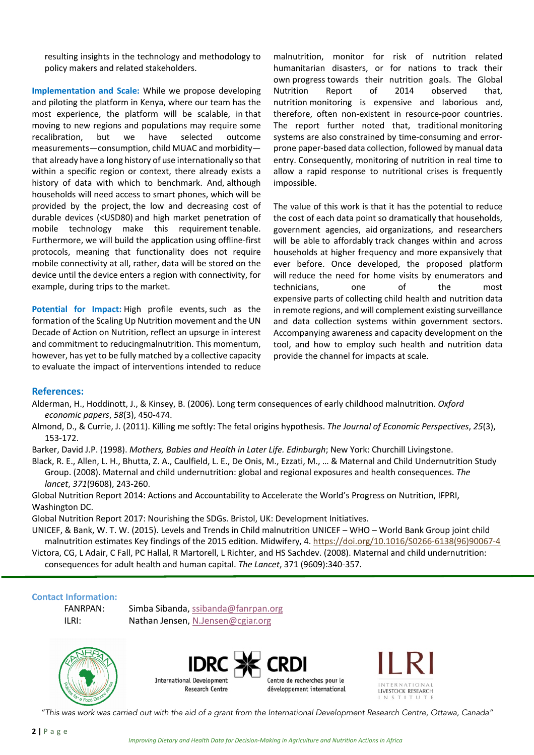resulting insights in the technology and methodology to policy makers and related stakeholders.

**Implementation and Scale:** While we propose developing and piloting the platform in Kenya, where our team has the most experience, the platform will be scalable, in that moving to new regions and populations may require some recalibration, but we have selected outcome measurements—consumption, child MUAC and morbidity—that already have a long history of use internationally so that within a specific region or context, there already exists a history of data with which to benchmark. And, although households will need access to smart phones, which will be provided by the project, the low and decreasing cost of durable devices (<USD80) and high market penetration of mobile technology make this requirement tenable. Furthermore, we will build the application using offline-first protocols, meaning that functionality does not require mobile connectivity at all, rather, data will be stored on the device until the device enters a region with connectivity, for example, during trips to the market.

**Potential for Impact:** High profile events, such as the formation of the Scaling Up Nutrition movement and the UN Decade of Action on Nutrition, reflect an upsurge in interest and commitment to reducingmalnutrition. This momentum, however, has yet to be fully matched by a collective capacity to evaluate the impact of interventions intended to reduce malnutrition, monitor for risk of nutrition related humanitarian disasters, or for nations to track their own progress towards their nutrition goals. The Global Nutrition Report of 2014 observed that, nutrition monitoring is expensive and laborious and, therefore, often non-existent in resource-poor countries. The report further noted that, traditional monitoring systems are also constrained by time-consuming and error-prone paper-based data collection, followed by manual data entry. Consequently, monitoring of nutrition in real time to allow a rapid response to nutritional crises is frequently impossible.

The value of this work is that it has the potential to reduce the cost of each data point so dramatically that households, government agencies, aid organizations, and researchers will be able to affordably track changes within and across households at higher frequency and more expansively that ever before. Once developed, the proposed platform will reduce the need for home visits by enumerators and technicians, one of the most expensive parts of collecting child health and nutrition data in remote regions, and will complement existing surveillance and data collection systems within government sectors. Accompanying awareness and capacity development on the tool, and how to employ such health and nutrition data provide the channel for impacts at scale.

## References:

Alderman, H., Hoddinott, J., & Kinsey, B. (2006). Long term consequences of early childhood malnutrition. *Oxford economic papers*, *58*(3), 450-474.

Almond, D., & Currie, J. (2011). Killing me softly: The fetal origins hypothesis. *The Journal of Economic Perspectives*, *25*(3), 153-172.

Barker, David J.P. (1998). *Mothers, Babies and Health in Later Life. Edinburgh*; New York: Churchill Livingstone.

Black, R. E., Allen, L. H., Bhutta, Z. A., Caulfield, L. E., De Onis, M., Ezzati, M., … & Maternal and Child Undernutrition Study Group. (2008). Maternal and child undernutrition: global and regional exposures and health consequences. *The lancet*, *371*(9608), 243-260.

Global Nutrition Report 2014: Actions and Accountability to Accelerate the World's Progress on Nutrition, IFPRI, Washington DC.

Global Nutrition Report 2017: Nourishing the SDGs. Bristol, UK: Development Initiatives.

UNICEF, & Bank, W. T. W. (2015). Levels and Trends in Child malnutrition UNICEF – WHO – World Bank Group joint child malnutrition estimates Key findings of the 2015 edition. Midwifery, 4. https://doi.org/10.1016/S0266-6138(96)90067-4

Victora, CG, L Adair, C Fall, PC Hallal, R Martorell, L Richter, and HS Sachdev. (2008). Maternal and child undernutrition: consequences for adult health and human capital. *The Lancet*, 371 (9609):340-357.

**Contact Information:**

FANRPAN: Simba Sibanda, ssibanda@fanrpan.org

ILRI: Nathan Jensen, N.Jensen@cgiar.org

*"This was work was carried out with the aid of a grant from the International Development Research Centre, Ottawa, Canada"*